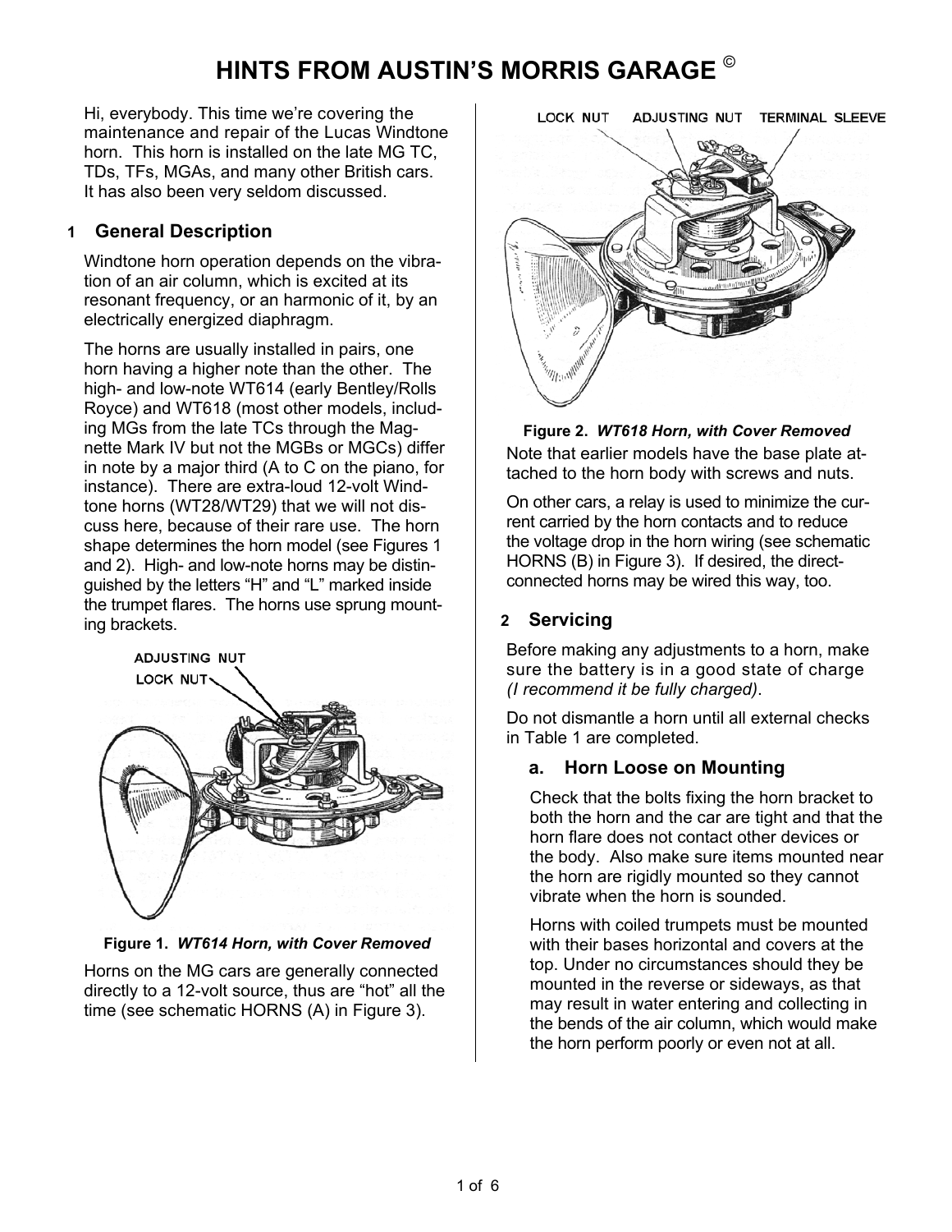# HINTS FROM AUSTIN'S MORRIS GARAGE ©

Hi, everybody. This time we're covering the maintenance and repair of the Lucas Windtone horn. This horn is installed on the late MG TC, TDs, TFs, MGAs, and many other British cars. It has also been very seldom discussed.

## 1 General Description

Windtone horn operation depends on the vibration of an air column, which is excited at its resonant frequency, or an harmonic of it, by an electrically energized diaphragm.

The horns are usually installed in pairs, one horn having a higher note than the other. The high- and low-note WT614 (early Bentley/Rolls Royce) and WT618 (most other models, including MGs from the late TCs through the Magnette Mark IV but not the MGBs or MGCs) differ in note by a major third (A to C on the piano, for instance). There are extra-loud 12-volt Windtone horns (WT28/WT29) that we will not discuss here, because of their rare use. The horn shape determines the horn model (see Figures 1 and 2). High- and low-note horns may be distinguished by the letters "H" and "L" marked inside the trumpet flares. The horns use sprung mounting brackets.

ADJUSTING NUT
LOCK NUT

**Figure 1.** ***WT614 Horn, with Cover Removed***

Horns on the MG cars are generally connected directly to a 12-volt source, thus are "hot" all the time (see schematic HORNS (A) in Figure 3).

LOCK NUT ADJUSTING NUT TERMINAL SLEEVE

**Figure 2.** ***WT618 Horn, with Cover Removed***

Note that earlier models have the base plate attached to the horn body with screws and nuts.

On other cars, a relay is used to minimize the current carried by the horn contacts and to reduce the voltage drop in the horn wiring (see schematic HORNS (B) in Figure 3). If desired, the direct-connected horns may be wired this way, too.

## 2 Servicing

Before making any adjustments to a horn, make sure the battery is in a good state of charge *(I recommend it be fully charged)*.

Do not dismantle a horn until all external checks in Table 1 are completed.

### a. Horn Loose on Mounting

Check that the bolts fixing the horn bracket to both the horn and the car are tight and that the horn flare does not contact other devices or the body. Also make sure items mounted near the horn are rigidly mounted so they cannot vibrate when the horn is sounded.

Horns with coiled trumpets must be mounted with their bases horizontal and covers at the top. Under no circumstances should they be mounted in the reverse or sideways, as that may result in water entering and collecting in the bends of the air column, which would make the horn perform poorly or even not at all.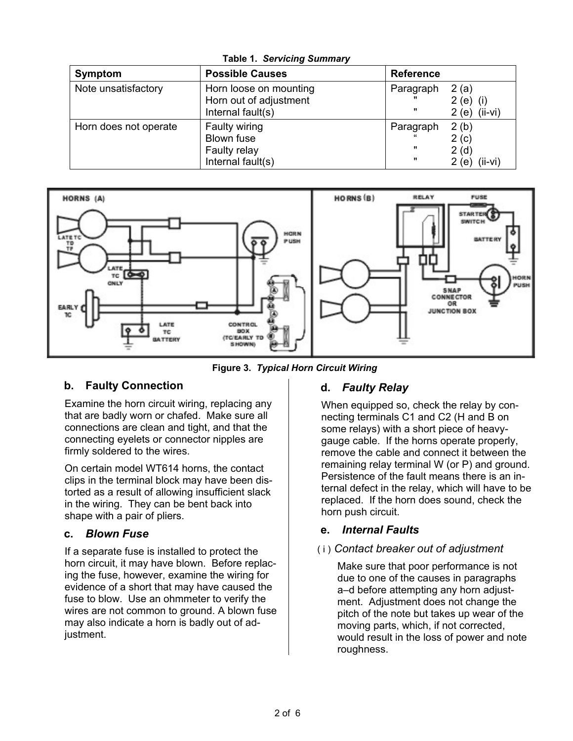**Table 1.** ***Servicing Summary***

| Symptom | Possible Causes | Reference |
|---|---|---|
| Note unsatisfactory | Horn loose on mounting<br>Horn out of adjustment<br>Internal fault(s) | Paragraph 2 (a)<br>" 2 (e) (i)<br>" 2 (e) (ii-vi) |
| Horn does not operate | Faulty wiring<br>Blown fuse<br>Faulty relay<br>Internal fault(s) | Paragraph 2 (b)<br>" 2 (c)<br>" 2 (d)<br>" 2 (e) (ii-vi) |

**Figure 3.** ***Typical Horn Circuit Wiring***

### b. Faulty Connection

Examine the horn circuit wiring, replacing any that are badly worn or chafed. Make sure all connections are clean and tight, and that the connecting eyelets or connector nipples are firmly soldered to the wires.

On certain model WT614 horns, the contact clips in the terminal block may have been distorted as a result of allowing insufficient slack in the wiring. They can be bent back into shape with a pair of pliers.

### c. *Blown Fuse*

If a separate fuse is installed to protect the horn circuit, it may have blown. Before replacing the fuse, however, examine the wiring for evidence of a short that may have caused the fuse to blow. Use an ohmmeter to verify the wires are not common to ground. A blown fuse may also indicate a horn is badly out of adjustment.

### d. *Faulty Relay*

When equipped so, check the relay by connecting terminals C1 and C2 (H and B on some relays) with a short piece of heavy-gauge cable. If the horns operate properly, remove the cable and connect it between the remaining relay terminal W (or P) and ground. Persistence of the fault means there is an internal defect in the relay, which will have to be replaced. If the horn does sound, check the horn push circuit.

### e. *Internal Faults*

#### (i) *Contact breaker out of adjustment*

Make sure that poor performance is not due to one of the causes in paragraphs a–d before attempting any horn adjustment. Adjustment does not change the pitch of the note but takes up wear of the moving parts, which, if not corrected, would result in the loss of power and note roughness.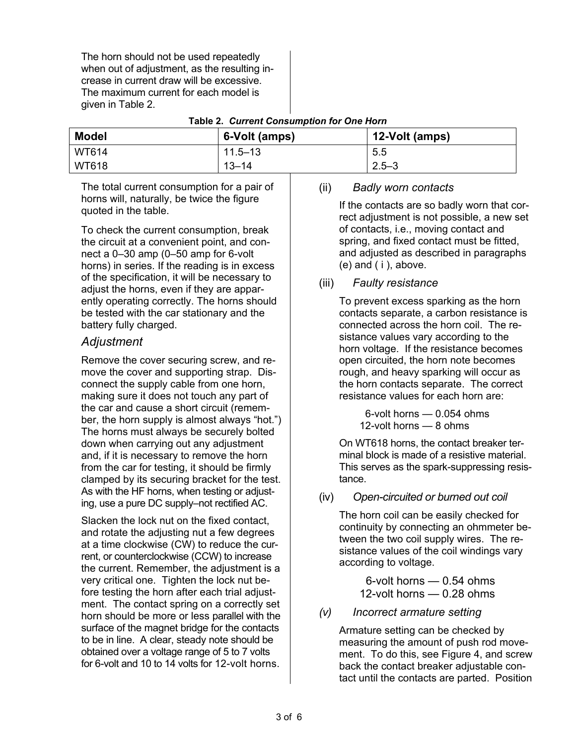The horn should not be used repeatedly when out of adjustment, as the resulting increase in current draw will be excessive. The maximum current for each model is given in Table 2.

**Table 2.** ***Current Consumption for One Horn***

| Model | 6-Volt (amps) | 12-Volt (amps) |
|---|---|---|
| WT614 | 11.5–13 | 5.5 |
| WT618 | 13–14 | 2.5–3 |

The total current consumption for a pair of horns will, naturally, be twice the figure quoted in the table.

To check the current consumption, break the circuit at a convenient point, and connect a 0–30 amp (0–50 amp for 6-volt horns) in series. If the reading is in excess of the specification, it will be necessary to adjust the horns, even if they are apparently operating correctly. The horns should be tested with the car stationary and the battery fully charged.

## *Adjustment*

Remove the cover securing screw, and remove the cover and supporting strap. Disconnect the supply cable from one horn, making sure it does not touch any part of the car and cause a short circuit (remember, the horn supply is almost always "hot.") The horns must always be securely bolted down when carrying out any adjustment and, if it is necessary to remove the horn from the car for testing, it should be firmly clamped by its securing bracket for the test. As with the HF horns, when testing or adjusting, use a pure DC supply–not rectified AC.

Slacken the lock nut on the fixed contact, and rotate the adjusting nut a few degrees at a time clockwise (CW) to reduce the current, or counterclockwise (CCW) to increase the current. Remember, the adjustment is a very critical one. Tighten the lock nut before testing the horn after each trial adjustment. The contact spring on a correctly set horn should be more or less parallel with the surface of the magnet bridge for the contacts to be in line. A clear, steady note should be obtained over a voltage range of 5 to 7 volts for 6-volt and 10 to 14 volts for 12-volt horns.

(ii) *Badly worn contacts*

If the contacts are so badly worn that correct adjustment is not possible, a new set of contacts, i.e., moving contact and spring, and fixed contact must be fitted, and adjusted as described in paragraphs (e) and ( i ), above.

(iii) *Faulty resistance*

To prevent excess sparking as the horn contacts separate, a carbon resistance is connected across the horn coil. The resistance values vary according to the horn voltage. If the resistance becomes open circuited, the horn note becomes rough, and heavy sparking will occur as the horn contacts separate. The correct resistance values for each horn are:

6-volt horns — 0.054 ohms
12-volt horns — 8 ohms

On WT618 horns, the contact breaker terminal block is made of a resistive material. This serves as the spark-suppressing resistance.

(iv) *Open-circuited or burned out coil*

The horn coil can be easily checked for continuity by connecting an ohmmeter between the two coil supply wires. The resistance values of the coil windings vary according to voltage.

6-volt horns — 0.54 ohms
12-volt horns — 0.28 ohms

*(v) Incorrect armature setting*

Armature setting can be checked by measuring the amount of push rod movement. To do this, see Figure 4, and screw back the contact breaker adjustable contact until the contacts are parted. Position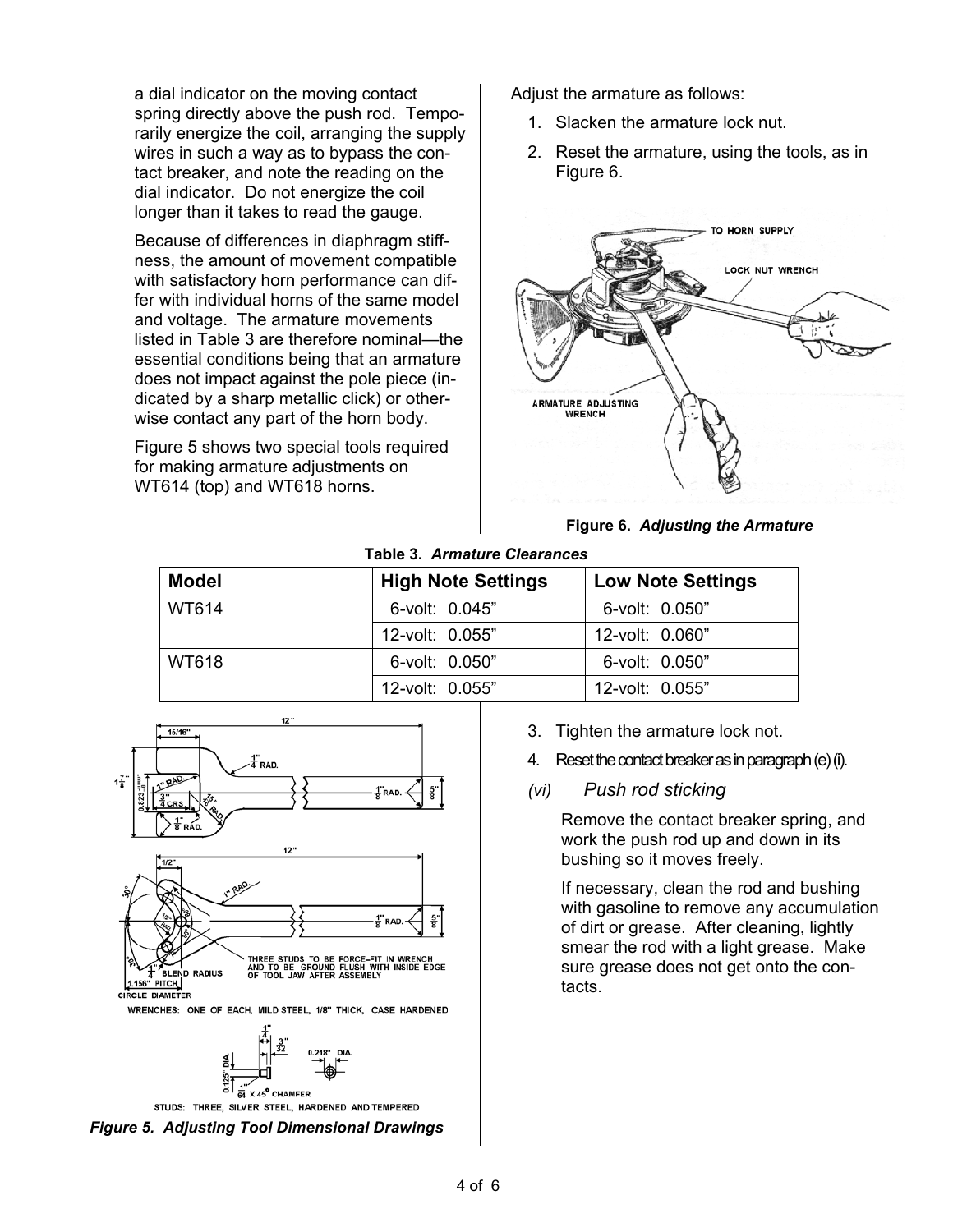a dial indicator on the moving contact spring directly above the push rod. Temporarily energize the coil, arranging the supply wires in such a way as to bypass the contact breaker, and note the reading on the dial indicator. Do not energize the coil longer than it takes to read the gauge.

Because of differences in diaphragm stiffness, the amount of movement compatible with satisfactory horn performance can differ with individual horns of the same model and voltage. The armature movements listed in Table 3 are therefore nominal—the essential conditions being that an armature does not impact against the pole piece (indicated by a sharp metallic click) or otherwise contact any part of the horn body.

Figure 5 shows two special tools required for making armature adjustments on WT614 (top) and WT618 horns.

Adjust the armature as follows:

1. Slacken the armature lock nut.
2. Reset the armature, using the tools, as in Figure 6.

**Figure 6.** ***Adjusting the Armature***

**Table 3.** ***Armature Clearances***

| Model | High Note Settings | Low Note Settings |
|---|---|---|
| WT614 | 6-volt: 0.045" | 6-volt: 0.050" |
| | 12-volt: 0.055" | 12-volt: 0.060" |
| WT618 | 6-volt: 0.050" | 6-volt: 0.050" |
| | 12-volt: 0.055" | 12-volt: 0.055" |

***Figure 5. Adjusting Tool Dimensional Drawings***

3. Tighten the armature lock not.
4. Reset the contact breaker as in paragraph (e) (i).

*(vi) Push rod sticking*

Remove the contact breaker spring, and work the push rod up and down in its bushing so it moves freely.

If necessary, clean the rod and bushing with gasoline to remove any accumulation of dirt or grease. After cleaning, lightly smear the rod with a light grease. Make sure grease does not get onto the contacts.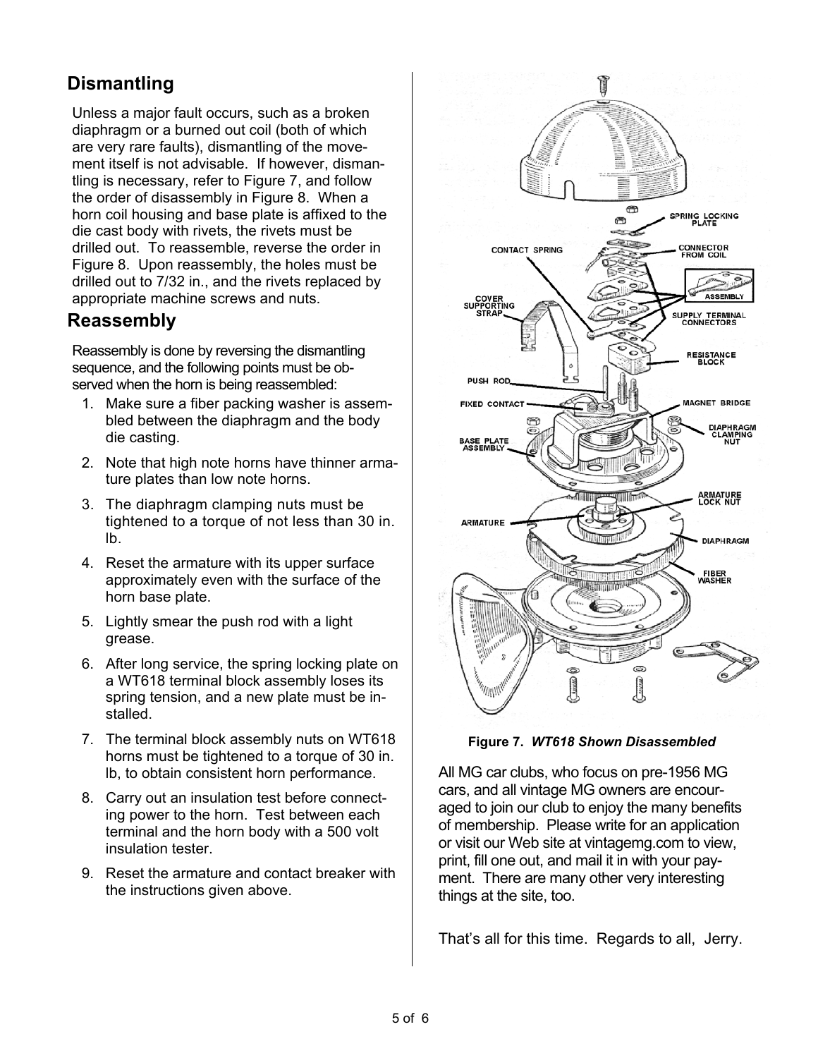## Dismantling

Unless a major fault occurs, such as a broken diaphragm or a burned out coil (both of which are very rare faults), dismantling of the movement itself is not advisable. If however, dismantling is necessary, refer to Figure 7, and follow the order of disassembly in Figure 8. When a horn coil housing and base plate is affixed to the die cast body with rivets, the rivets must be drilled out. To reassemble, reverse the order in Figure 8. Upon reassembly, the holes must be drilled out to 7/32 in., and the rivets replaced by appropriate machine screws and nuts.

## Reassembly

Reassembly is done by reversing the dismantling sequence, and the following points must be observed when the horn is being reassembled:

1. Make sure a fiber packing washer is assembled between the diaphragm and the body die casting.
2. Note that high note horns have thinner armature plates than low note horns.
3. The diaphragm clamping nuts must be tightened to a torque of not less than 30 in. lb.
4. Reset the armature with its upper surface approximately even with the surface of the horn base plate.
5. Lightly smear the push rod with a light grease.
6. After long service, the spring locking plate on a WT618 terminal block assembly loses its spring tension, and a new plate must be installed.
7. The terminal block assembly nuts on WT618 horns must be tightened to a torque of 30 in. lb, to obtain consistent horn performance.
8. Carry out an insulation test before connecting power to the horn. Test between each terminal and the horn body with a 500 volt insulation tester.
9. Reset the armature and contact breaker with the instructions given above.

**Figure 7.** ***WT618 Shown Disassembled***

All MG car clubs, who focus on pre-1956 MG cars, and all vintage MG owners are encouraged to join our club to enjoy the many benefits of membership. Please write for an application or visit our Web site at vintagemg.com to view, print, fill one out, and mail it in with your payment. There are many other very interesting things at the site, too.

That's all for this time. Regards to all, Jerry.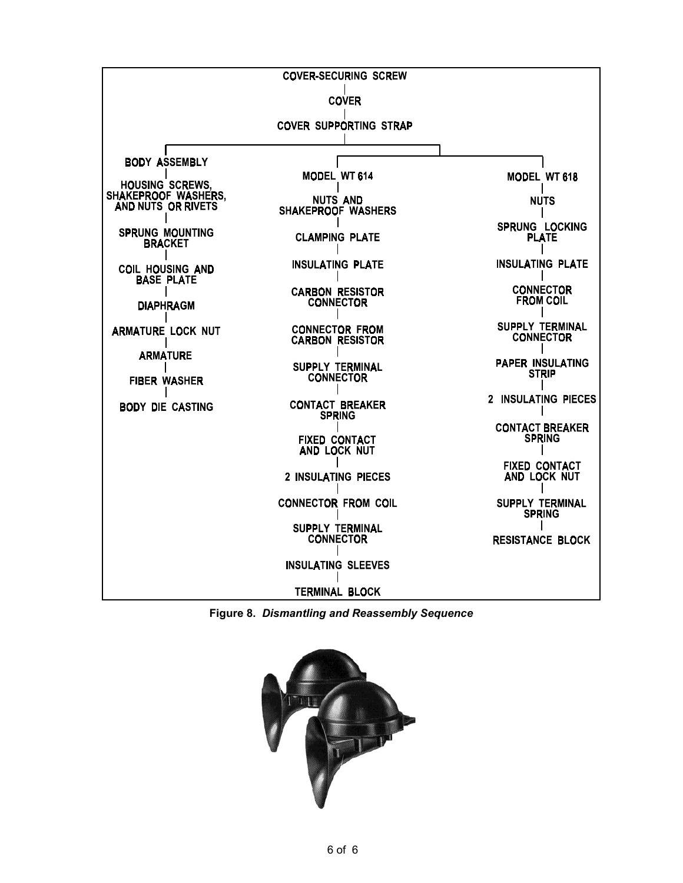COVER-SECURING SCREW

COVER

COVER SUPPORTING STRAP

BODY ASSEMBLY

HOUSING SCREWS, SHAKEPROOF WASHERS, AND NUTS OR RIVETS

SPRUNG MOUNTING BRACKET

COIL HOUSING AND BASE PLATE

DIAPHRAGM

ARMATURE LOCK NUT

ARMATURE

FIBER WASHER

BODY DIE CASTING

MODEL WT 614

NUTS AND SHAKEPROOF WASHERS

CLAMPING PLATE

INSULATING PLATE

CARBON RESISTOR CONNECTOR

CONNECTOR FROM CARBON RESISTOR

SUPPLY TERMINAL CONNECTOR

CONTACT BREAKER SPRING

FIXED CONTACT AND LOCK NUT

2 INSULATING PIECES

CONNECTOR FROM COIL

SUPPLY TERMINAL CONNECTOR

INSULATING SLEEVES

TERMINAL BLOCK

MODEL WT 618

NUTS

SPRUNG LOCKING PLATE

INSULATING PLATE

CONNECTOR FROM COIL

SUPPLY TERMINAL CONNECTOR

PAPER INSULATING STRIP

2 INSULATING PIECES

CONTACT BREAKER SPRING

FIXED CONTACT AND LOCK NUT

SUPPLY TERMINAL SPRING

RESISTANCE BLOCK

**Figure 8.** ***Dismantling and Reassembly Sequence***